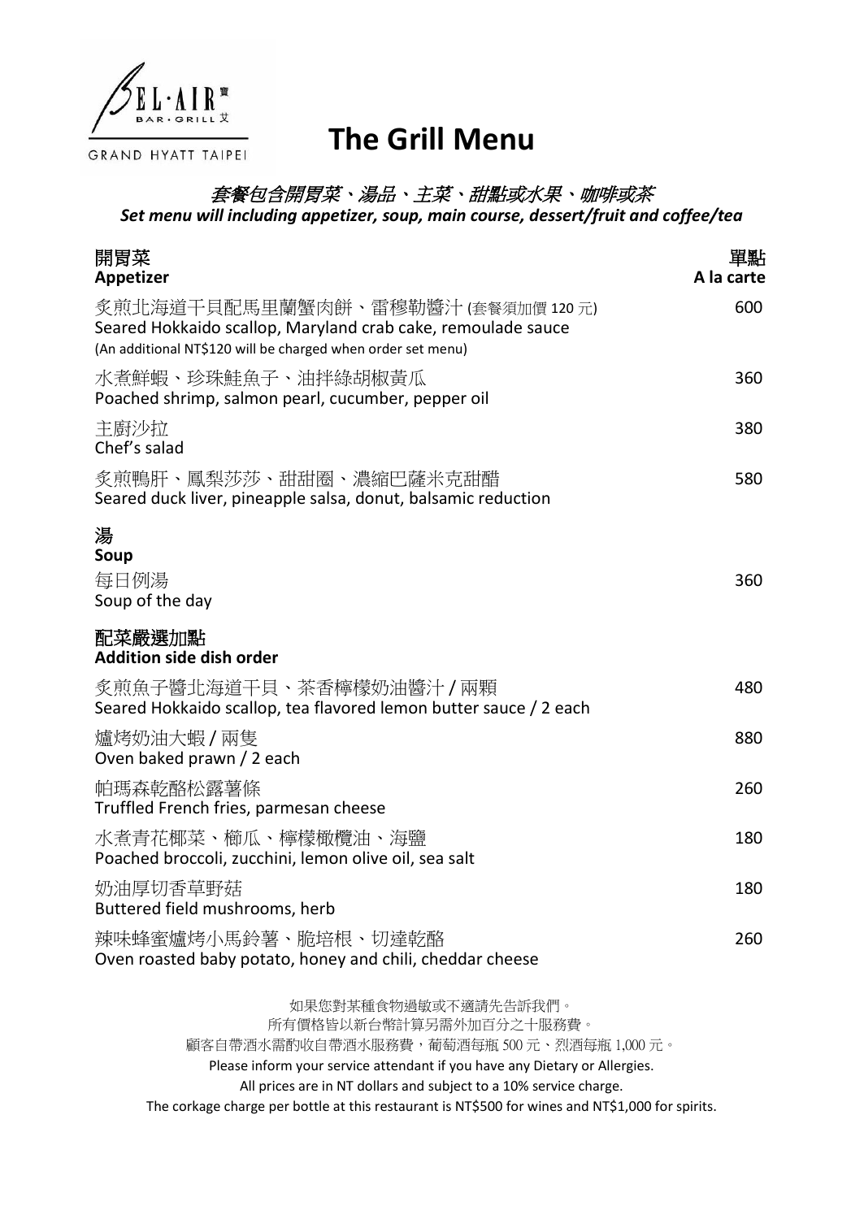BEL·AIR 寶艾 BAR · GRILL

GRAND HYATT TAIPEI

# The Grill Menu

*套餐包含開胃菜、湯品、主菜、甜點或水果、咖啡或茶*

***Set menu will including appetizer, soup, main course, dessert/fruit and coffee/tea***

| **開胃菜**<br>**Appetizer** | **單點**<br>**A la carte** |
|---|---|
| 炙煎北海道干貝配馬里蘭蟹肉餅、雷穆勒醬汁 (套餐須加價 120 元)<br>Seared Hokkaido scallop, Maryland crab cake, remoulade sauce<br>(An additional NT$120 will be charged when order set menu) | 600 |
| 水煮鮮蝦、珍珠鮭魚子、油拌綠胡椒黃瓜<br>Poached shrimp, salmon pearl, cucumber, pepper oil | 360 |
| 主廚沙拉<br>Chef's salad | 380 |
| 炙煎鴨肝、鳳梨莎莎、甜甜圈、濃縮巴薩米克甜醋<br>Seared duck liver, pineapple salsa, donut, balsamic reduction | 580 |

## *湯*
**Soup**

| | |
|---|---|
| 每日例湯<br>Soup of the day | 360 |

## 配菜嚴選加點
**Addition side dish order**

| | |
|---|---|
| 炙煎魚子醬北海道干貝、茶香檸檬奶油醬汁 / 兩顆<br>Seared Hokkaido scallop, tea flavored lemon butter sauce / 2 each | 480 |
| 爐烤奶油大蝦 / 兩隻<br>Oven baked prawn / 2 each | 880 |
| 帕瑪森乾酪松露薯條<br>Truffled French fries, parmesan cheese | 260 |
| 水煮青花椰菜、櫛瓜、檸檬橄欖油、海鹽<br>Poached broccoli, zucchini, lemon olive oil, sea salt | 180 |
| 奶油厚切香草野菇<br>Buttered field mushrooms, herb | 180 |
| 辣味蜂蜜爐烤小馬鈴薯、脆培根、切達乾酪<br>Oven roasted baby potato, honey and chili, cheddar cheese | 260 |

如果您對某種食物過敏或不適請先告訴我們。
所有價格皆以新台幣計算另需外加百分之十服務費。
顧客自帶酒水需酌收自帶酒水服務費，葡萄酒每瓶 500 元、烈酒每瓶 1,000 元。
Please inform your service attendant if you have any Dietary or Allergies.
All prices are in NT dollars and subject to a 10% service charge.
The corkage charge per bottle at this restaurant is NT$500 for wines and NT$1,000 for spirits.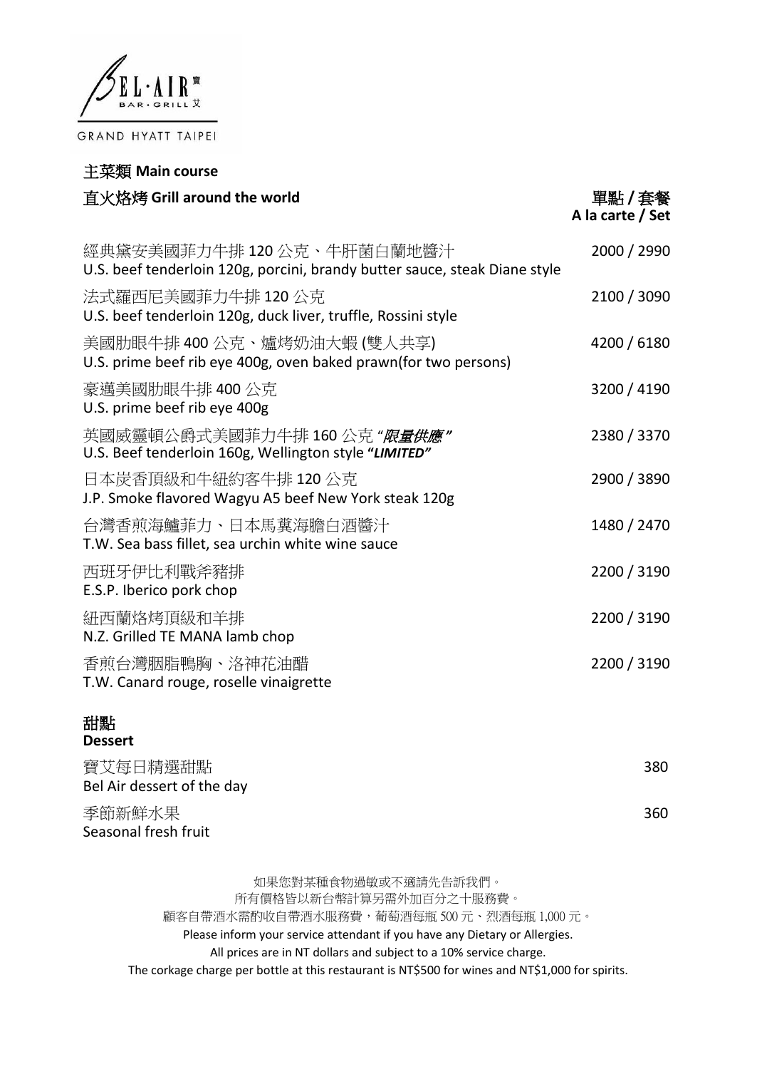BEL·AIR 寶艾 BAR·GRILL

GRAND HYATT TAIPEI

## 主菜類 Main course

### 直火烙烤 Grill around the world

| | 單點 / 套餐 A la carte / Set |
|---|---|
| 經典黛安美國菲力牛排 120 公克、牛肝菌白蘭地醬汁<br>U.S. beef tenderloin 120g, porcini, brandy butter sauce, steak Diane style | 2000 / 2990 |
| 法式羅西尼美國菲力牛排 120 公克<br>U.S. beef tenderloin 120g, duck liver, truffle, Rossini style | 2100 / 3090 |
| 美國肋眼牛排 400 公克、爐烤奶油大蝦 (雙人共享)<br>U.S. prime beef rib eye 400g, oven baked prawn(for two persons) | 4200 / 6180 |
| 豪邁美國肋眼牛排 400 公克<br>U.S. prime beef rib eye 400g | 3200 / 4190 |
| 英國威靈頓公爵式美國菲力牛排 160 公克 ***"限量供應"***<br>U.S. Beef tenderloin 160g, Wellington style ***"LIMITED"*** | 2380 / 3370 |
| 日本炭香頂級和牛紐約客牛排 120 公克<br>J.P. Smoke flavored Wagyu A5 beef New York steak 120g | 2900 / 3890 |
| 台灣香煎海鱸菲力、日本馬糞海膽白酒醬汁<br>T.W. Sea bass fillet, sea urchin white wine sauce | 1480 / 2470 |
| 西班牙伊比利戰斧豬排<br>E.S.P. Iberico pork chop | 2200 / 3190 |
| 紐西蘭烙烤頂級和羊排<br>N.Z. Grilled TE MANA lamb chop | 2200 / 3190 |
| 香煎台灣胭脂鴨胸、洛神花油醋<br>T.W. Canard rouge, roselle vinaigrette | 2200 / 3190 |

## 甜點 Dessert

| | |
|---|---|
| 寶艾每日精選甜點<br>Bel Air dessert of the day | 380 |
| 季節新鮮水果<br>Seasonal fresh fruit | 360 |

如果您對某種食物過敏或不適請先告訴我們。
所有價格皆以新台幣計算另需外加百分之十服務費。
顧客自帶酒水需酌收自帶酒水服務費，葡萄酒每瓶 500 元、烈酒每瓶 1,000 元。
Please inform your service attendant if you have any Dietary or Allergies.
All prices are in NT dollars and subject to a 10% service charge.
The corkage charge per bottle at this restaurant is NT$500 for wines and NT$1,000 for spirits.